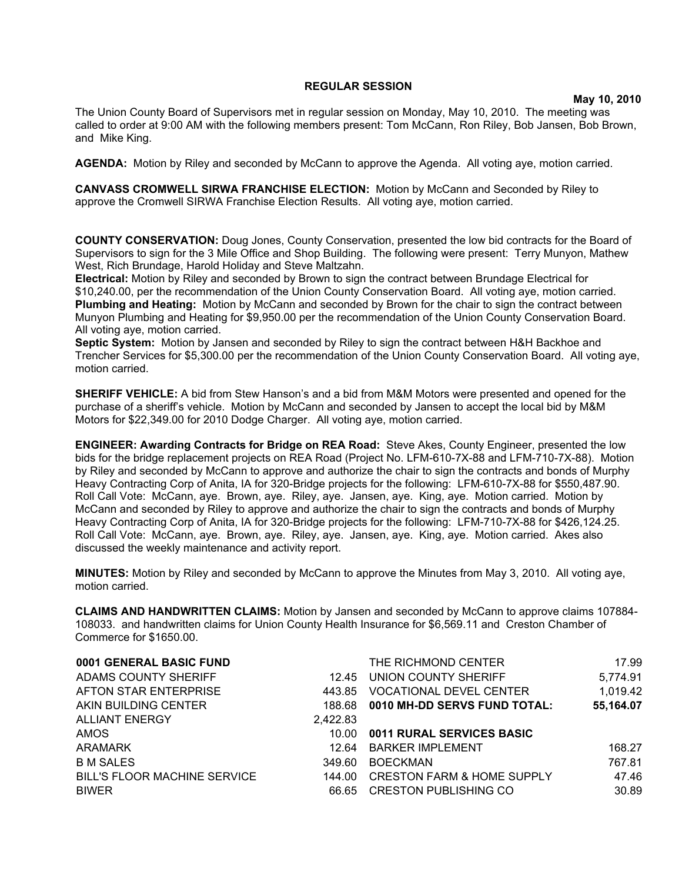**REGULAR SESSION**

**May 10, 2010**

The Union County Board of Supervisors met in regular session on Monday, May 10, 2010. The meeting was called to order at 9:00 AM with the following members present: Tom McCann, Ron Riley, Bob Jansen, Bob Brown, and Mike King.

**AGENDA:** Motion by Riley and seconded by McCann to approve the Agenda. All voting aye, motion carried.

**CANVASS CROMWELL SIRWA FRANCHISE ELECTION:** Motion by McCann and Seconded by Riley to approve the Cromwell SIRWA Franchise Election Results. All voting aye, motion carried.

**COUNTY CONSERVATION:** Doug Jones, County Conservation, presented the low bid contracts for the Board of Supervisors to sign for the 3 Mile Office and Shop Building. The following were present: Terry Munyon, Mathew West, Rich Brundage, Harold Holiday and Steve Maltzahn.

**Electrical:** Motion by Riley and seconded by Brown to sign the contract between Brundage Electrical for $10,240.00, per the recommendation of the Union County Conservation Board. All voting aye, motion carried.

**Plumbing and Heating:** Motion by McCann and seconded by Brown for the chair to sign the contract between Munyon Plumbing and Heating for $9,950.00 per the recommendation of the Union County Conservation Board. All voting aye, motion carried.

**Septic System:** Motion by Jansen and seconded by Riley to sign the contract between H&H Backhoe and Trencher Services for $5,300.00 per the recommendation of the Union County Conservation Board. All voting aye, motion carried.

**SHERIFF VEHICLE:** A bid from Stew Hanson's and a bid from M&M Motors were presented and opened for the purchase of a sheriff's vehicle. Motion by McCann and seconded by Jansen to accept the local bid by M&M Motors for $22,349.00 for 2010 Dodge Charger. All voting aye, motion carried.

**ENGINEER: Awarding Contracts for Bridge on REA Road:** Steve Akes, County Engineer, presented the low bids for the bridge replacement projects on REA Road (Project No. LFM-610-7X-88 and LFM-710-7X-88). Motion by Riley and seconded by McCann to approve and authorize the chair to sign the contracts and bonds of Murphy Heavy Contracting Corp of Anita, IA for 320-Bridge projects for the following: LFM-610-7X-88 for $550,487.90. Roll Call Vote: McCann, aye. Brown, aye. Riley, aye. Jansen, aye. King, aye. Motion carried. Motion by McCann and seconded by Riley to approve and authorize the chair to sign the contracts and bonds of Murphy Heavy Contracting Corp of Anita, IA for 320-Bridge projects for the following: LFM-710-7X-88 for $426,124.25. Roll Call Vote: McCann, aye. Brown, aye. Riley, aye. Jansen, aye. King, aye. Motion carried. Akes also discussed the weekly maintenance and activity report.

**MINUTES:** Motion by Riley and seconded by McCann to approve the Minutes from May 3, 2010. All voting aye, motion carried.

**CLAIMS AND HANDWRITTEN CLAIMS:** Motion by Jansen and seconded by McCann to approve claims 107884-108033. and handwritten claims for Union County Health Insurance for $6,569.11 and Creston Chamber of Commerce for $1650.00.

| **0001 GENERAL BASIC FUND** | |
|---|---|
| ADAMS COUNTY SHERIFF | 12.45 |
| AFTON STAR ENTERPRISE | 443.85 |
| AKIN BUILDING CENTER | 188.68 |
| ALLIANT ENERGY | 2,422.83 |
| AMOS | 10.00 |
| ARAMARK | 12.64 |
| B M SALES | 349.60 |
| BILL'S FLOOR MACHINE SERVICE | 144.00 |
| BIWER | 66.65 |

| | |
|---|---|
| THE RICHMOND CENTER | 17.99 |
| UNION COUNTY SHERIFF | 5,774.91 |
| VOCATIONAL DEVEL CENTER | 1,019.42 |
| **0010 MH-DD SERVS FUND TOTAL:** | **55,164.07** |
| | |
| **0011 RURAL SERVICES BASIC** | |
| BARKER IMPLEMENT | 168.27 |
| BOECKMAN | 767.81 |
| CRESTON FARM & HOME SUPPLY | 47.46 |
| CRESTON PUBLISHING CO | 30.89 |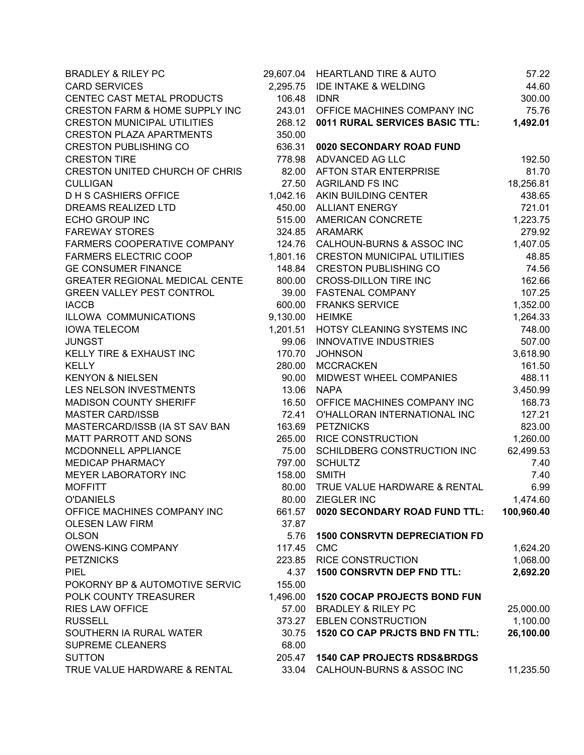| Vendor | Amount |
|---|---|
| BRADLEY & RILEY PC | 29,607.04 |
| CARD SERVICES | 2,295.75 |
| CENTEC CAST METAL PRODUCTS | 106.48 |
| CRESTON FARM & HOME SUPPLY INC | 243.01 |
| CRESTON MUNICIPAL UTILITIES | 268.12 |
| CRESTON PLAZA APARTMENTS | 350.00 |
| CRESTON PUBLISHING CO | 636.31 |
| CRESTON TIRE | 778.98 |
| CRESTON UNITED CHURCH OF CHRIS | 82.00 |
| CULLIGAN | 27.50 |
| D H S CASHIERS OFFICE | 1,042.16 |
| DREAMS REALIZED LTD | 450.00 |
| ECHO GROUP INC | 515.00 |
| FAREWAY STORES | 324.85 |
| FARMERS COOPERATIVE COMPANY | 124.76 |
| FARMERS ELECTRIC COOP | 1,801.16 |
| GE CONSUMER FINANCE | 148.84 |
| GREATER REGIONAL MEDICAL CENTE | 800.00 |
| GREEN VALLEY PEST CONTROL | 39.00 |
| IACCB | 600.00 |
| ILLOWA COMMUNICATIONS | 9,130.00 |
| IOWA TELECOM | 1,201.51 |
| JUNGST | 99.06 |
| KELLY TIRE & EXHAUST INC | 170.70 |
| KELLY | 280.00 |
| KENYON & NIELSEN | 90.00 |
| LES NELSON INVESTMENTS | 13.06 |
| MADISON COUNTY SHERIFF | 16.50 |
| MASTER CARD/ISSB | 72.41 |
| MASTERCARD/ISSB (IA ST SAV BAN | 163.69 |
| MATT PARROTT AND SONS | 265.00 |
| MCDONNELL APPLIANCE | 75.00 |
| MEDICAP PHARMACY | 797.00 |
| MEYER LABORATORY INC | 158.00 |
| MOFFITT | 80.00 |
| O'DANIELS | 80.00 |
| OFFICE MACHINES COMPANY INC | 661.57 |
| OLESEN LAW FIRM | 37.87 |
| OLSON | 5.76 |
| OWENS-KING COMPANY | 117.45 |
| PETZNICKS | 223.85 |
| PIEL | 4.37 |
| POKORNY BP & AUTOMOTIVE SERVIC | 155.00 |
| POLK COUNTY TREASURER | 1,496.00 |
| RIES LAW OFFICE | 57.00 |
| RUSSELL | 373.27 |
| SOUTHERN IA RURAL WATER | 30.75 |
| SUPREME CLEANERS | 68.00 |
| SUTTON | 205.47 |
| TRUE VALUE HARDWARE & RENTAL | 33.04 |

| Vendor | Amount |
|---|---|
| HEARTLAND TIRE & AUTO | 57.22 |
| IDE INTAKE & WELDING | 44.60 |
| IDNR | 300.00 |
| OFFICE MACHINES COMPANY INC | 75.76 |
| **0011 RURAL SERVICES BASIC TTL:** | **1,492.01** |

**0020 SECONDARY ROAD FUND**

| Vendor | Amount |
|---|---|
| ADVANCED AG LLC | 192.50 |
| AFTON STAR ENTERPRISE | 81.70 |
| AGRILAND FS INC | 18,256.81 |
| AKIN BUILDING CENTER | 438.65 |
| ALLIANT ENERGY | 721.01 |
| AMERICAN CONCRETE | 1,223.75 |
| ARAMARK | 279.92 |
| CALHOUN-BURNS & ASSOC INC | 1,407.05 |
| CRESTON MUNICIPAL UTILITIES | 48.85 |
| CRESTON PUBLISHING CO | 74.56 |
| CROSS-DILLON TIRE INC | 162.66 |
| FASTENAL COMPANY | 107.25 |
| FRANKS SERVICE | 1,352.00 |
| HEIMKE | 1,264.33 |
| HOTSY CLEANING SYSTEMS INC | 748.00 |
| INNOVATIVE INDUSTRIES | 507.00 |
| JOHNSON | 3,618.90 |
| MCCRACKEN | 161.50 |
| MIDWEST WHEEL COMPANIES | 488.11 |
| NAPA | 3,450.99 |
| OFFICE MACHINES COMPANY INC | 168.73 |
| O'HALLORAN INTERNATIONAL INC | 127.21 |
| PETZNICKS | 823.00 |
| RICE CONSTRUCTION | 1,260.00 |
| SCHILDBERG CONSTRUCTION INC | 62,499.53 |
| SCHULTZ | 7.40 |
| SMITH | 7.40 |
| TRUE VALUE HARDWARE & RENTAL | 6.99 |
| ZIEGLER INC | 1,474.60 |
| **0020 SECONDARY ROAD FUND TTL:** | **100,960.40** |

**1500 CONSRVTN DEPRECIATION FD**

| Vendor | Amount |
|---|---|
| CMC | 1,624.20 |
| RICE CONSTRUCTION | 1,068.00 |
| **1500 CONSRVTN DEP FND TTL:** | **2,692.20** |

**1520 COCAP PROJECTS BOND FUN**

| Vendor | Amount |
|---|---|
| BRADLEY & RILEY PC | 25,000.00 |
| EBLEN CONSTRUCTION | 1,100.00 |
| **1520 CO CAP PRJCTS BND FN TTL:** | **26,100.00** |

**1540 CAP PROJECTS RDS&BRDGS**

| Vendor | Amount |
|---|---|
| CALHOUN-BURNS & ASSOC INC | 11,235.50 |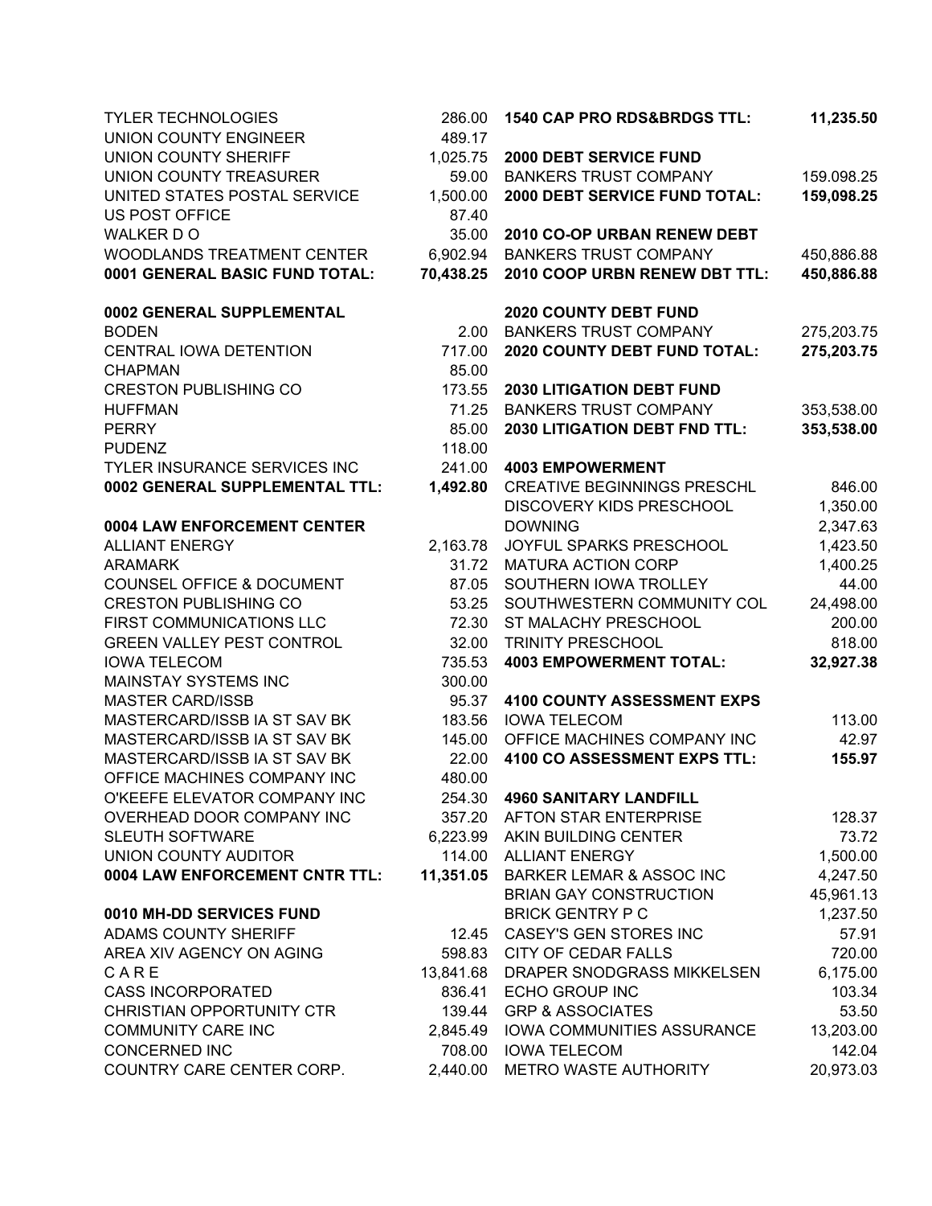| | |
|---|---:|
| TYLER TECHNOLOGIES | 286.00 |
| UNION COUNTY ENGINEER | 489.17 |
| UNION COUNTY SHERIFF | 1,025.75 |
| UNION COUNTY TREASURER | 59.00 |
| UNITED STATES POSTAL SERVICE | 1,500.00 |
| US POST OFFICE | 87.40 |
| WALKER D O | 35.00 |
| WOODLANDS TREATMENT CENTER | 6,902.94 |
| **0001 GENERAL BASIC FUND TOTAL:** | **70,438.25** |
| | |
| **0002 GENERAL SUPPLEMENTAL** | |
| BODEN | 2.00 |
| CENTRAL IOWA DETENTION | 717.00 |
| CHAPMAN | 85.00 |
| CRESTON PUBLISHING CO | 173.55 |
| HUFFMAN | 71.25 |
| PERRY | 85.00 |
| PUDENZ | 118.00 |
| TYLER INSURANCE SERVICES INC | 241.00 |
| **0002 GENERAL SUPPLEMENTAL TTL:** | **1,492.80** |
| | |
| **0004 LAW ENFORCEMENT CENTER** | |
| ALLIANT ENERGY | 2,163.78 |
| ARAMARK | 31.72 |
| COUNSEL OFFICE & DOCUMENT | 87.05 |
| CRESTON PUBLISHING CO | 53.25 |
| FIRST COMMUNICATIONS LLC | 72.30 |
| GREEN VALLEY PEST CONTROL | 32.00 |
| IOWA TELECOM | 735.53 |
| MAINSTAY SYSTEMS INC | 300.00 |
| MASTER CARD/ISSB | 95.37 |
| MASTERCARD/ISSB IA ST SAV BK | 183.56 |
| MASTERCARD/ISSB IA ST SAV BK | 145.00 |
| MASTERCARD/ISSB IA ST SAV BK | 22.00 |
| OFFICE MACHINES COMPANY INC | 480.00 |
| O'KEEFE ELEVATOR COMPANY INC | 254.30 |
| OVERHEAD DOOR COMPANY INC | 357.20 |
| SLEUTH SOFTWARE | 6,223.99 |
| UNION COUNTY AUDITOR | 114.00 |
| **0004 LAW ENFORCEMENT CNTR TTL:** | **11,351.05** |
| | |
| **0010 MH-DD SERVICES FUND** | |
| ADAMS COUNTY SHERIFF | 12.45 |
| AREA XIV AGENCY ON AGING | 598.83 |
| C A R E | 13,841.68 |
| CASS INCORPORATED | 836.41 |
| CHRISTIAN OPPORTUNITY CTR | 139.44 |
| COMMUNITY CARE INC | 2,845.49 |
| CONCERNED INC | 708.00 |
| COUNTRY CARE CENTER CORP. | 2,440.00 |

| | |
|---|---:|
| **1540 CAP PRO RDS&BRDGS TTL:** | **11,235.50** |
| | |
| **2000 DEBT SERVICE FUND** | |
| BANKERS TRUST COMPANY | 159.098.25 |
| **2000 DEBT SERVICE FUND TOTAL:** | **159,098.25** |
| | |
| **2010 CO-OP URBAN RENEW DEBT** | |
| BANKERS TRUST COMPANY | 450,886.88 |
| **2010 COOP URBN RENEW DBT TTL:** | **450,886.88** |
| | |
| **2020 COUNTY DEBT FUND** | |
| BANKERS TRUST COMPANY | 275,203.75 |
| **2020 COUNTY DEBT FUND TOTAL:** | **275,203.75** |
| | |
| **2030 LITIGATION DEBT FUND** | |
| BANKERS TRUST COMPANY | 353,538.00 |
| **2030 LITIGATION DEBT FND TTL:** | **353,538.00** |
| | |
| **4003 EMPOWERMENT** | |
| CREATIVE BEGINNINGS PRESCHL | 846.00 |
| DISCOVERY KIDS PRESCHOOL | 1,350.00 |
| DOWNING | 2,347.63 |
| JOYFUL SPARKS PRESCHOOL | 1,423.50 |
| MATURA ACTION CORP | 1,400.25 |
| SOUTHERN IOWA TROLLEY | 44.00 |
| SOUTHWESTERN COMMUNITY COL | 24,498.00 |
| ST MALACHY PRESCHOOL | 200.00 |
| TRINITY PRESCHOOL | 818.00 |
| **4003 EMPOWERMENT TOTAL:** | **32,927.38** |
| | |
| **4100 COUNTY ASSESSMENT EXPS** | |
| IOWA TELECOM | 113.00 |
| OFFICE MACHINES COMPANY INC | 42.97 |
| **4100 CO ASSESSMENT EXPS TTL:** | **155.97** |
| | |
| **4960 SANITARY LANDFILL** | |
| AFTON STAR ENTERPRISE | 128.37 |
| AKIN BUILDING CENTER | 73.72 |
| ALLIANT ENERGY | 1,500.00 |
| BARKER LEMAR & ASSOC INC | 4,247.50 |
| BRIAN GAY CONSTRUCTION | 45,961.13 |
| BRICK GENTRY P C | 1,237.50 |
| CASEY'S GEN STORES INC | 57.91 |
| CITY OF CEDAR FALLS | 720.00 |
| DRAPER SNODGRASS MIKKELSEN | 6,175.00 |
| ECHO GROUP INC | 103.34 |
| GRP & ASSOCIATES | 53.50 |
| IOWA COMMUNITIES ASSURANCE | 13,203.00 |
| IOWA TELECOM | 142.04 |
| METRO WASTE AUTHORITY | 20,973.03 |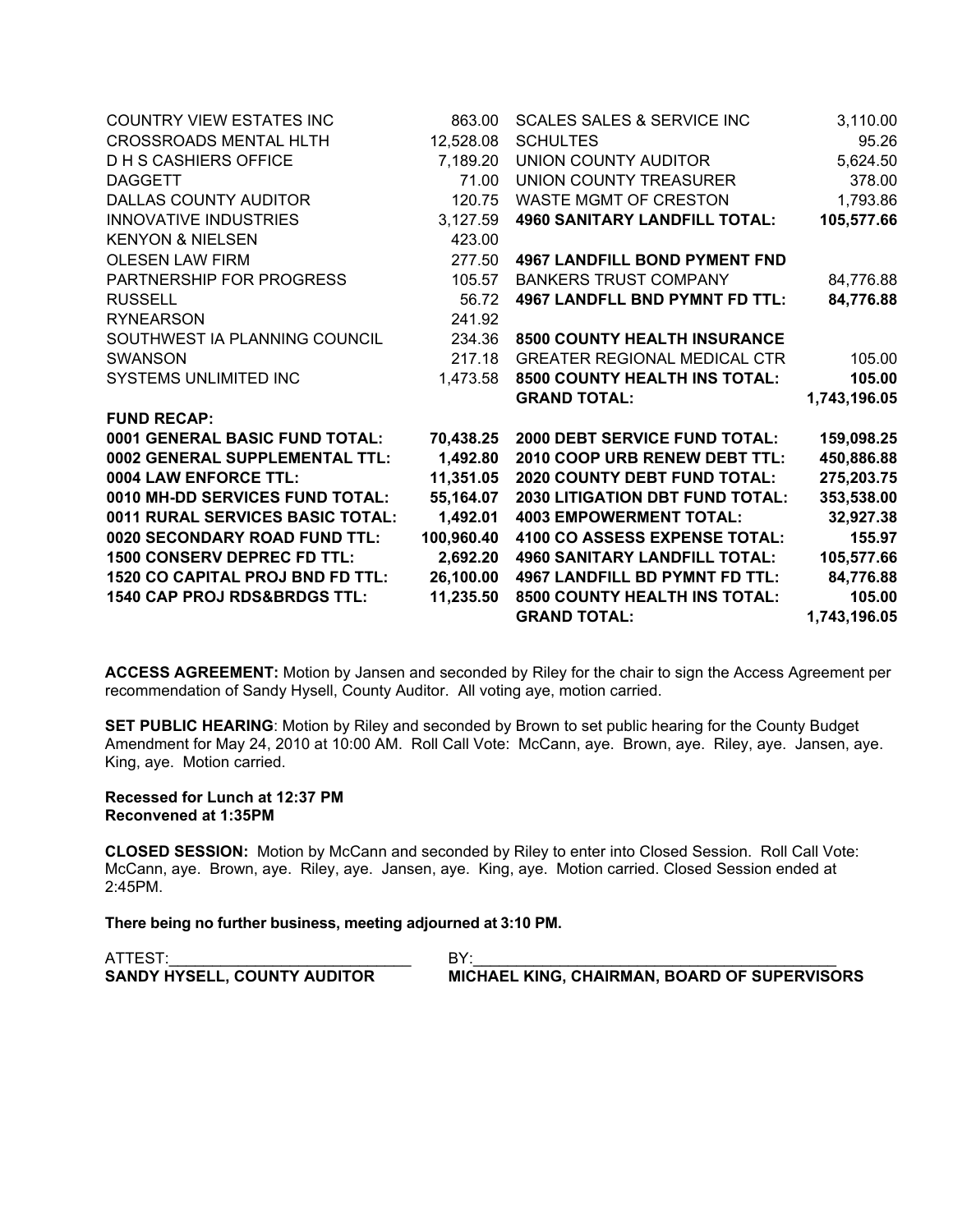| | |
|---|---|
| COUNTRY VIEW ESTATES INC | 863.00 |
| CROSSROADS MENTAL HLTH | 12,528.08 |
| D H S CASHIERS OFFICE | 7,189.20 |
| DAGGETT | 71.00 |
| DALLAS COUNTY AUDITOR | 120.75 |
| INNOVATIVE INDUSTRIES | 3,127.59 |
| KENYON & NIELSEN | 423.00 |
| OLESEN LAW FIRM | 277.50 |
| PARTNERSHIP FOR PROGRESS | 105.57 |
| RUSSELL | 56.72 |
| RYNEARSON | 241.92 |
| SOUTHWEST IA PLANNING COUNCIL | 234.36 |
| SWANSON | 217.18 |
| SYSTEMS UNLIMITED INC | 1,473.58 |
| SCALES SALES & SERVICE INC | 3,110.00 |
| SCHULTES | 95.26 |
| UNION COUNTY AUDITOR | 5,624.50 |
| UNION COUNTY TREASURER | 378.00 |
| WASTE MGMT OF CRESTON | 1,793.86 |
| **4960 SANITARY LANDFILL TOTAL:** | **105,577.66** |
| **4967 LANDFILL BOND PYMENT FND** | |
| BANKERS TRUST COMPANY | 84,776.88 |
| **4967 LANDFLL BND PYMNT FD TTL:** | **84,776.88** |
| **8500 COUNTY HEALTH INSURANCE** | |
| GREATER REGIONAL MEDICAL CTR | 105.00 |
| **8500 COUNTY HEALTH INS TOTAL:** | **105.00** |
| **GRAND TOTAL:** | **1,743,196.05** |

**FUND RECAP:**

| | | | |
|---|---|---|---|
| **0001 GENERAL BASIC FUND TOTAL:** | **70,438.25** | **2000 DEBT SERVICE FUND TOTAL:** | **159,098.25** |
| **0002 GENERAL SUPPLEMENTAL TTL:** | **1,492.80** | **2010 COOP URB RENEW DEBT TTL:** | **450,886.88** |
| **0004 LAW ENFORCE TTL:** | **11,351.05** | **2020 COUNTY DEBT FUND TOTAL:** | **275,203.75** |
| **0010 MH-DD SERVICES FUND TOTAL:** | **55,164.07** | **2030 LITIGATION DBT FUND TOTAL:** | **353,538.00** |
| **0011 RURAL SERVICES BASIC TOTAL:** | **1,492.01** | **4003 EMPOWERMENT TOTAL:** | **32,927.38** |
| **0020 SECONDARY ROAD FUND TTL:** | **100,960.40** | **4100 CO ASSESS EXPENSE TOTAL:** | **155.97** |
| **1500 CONSERV DEPREC FD TTL:** | **2,692.20** | **4960 SANITARY LANDFILL TOTAL:** | **105,577.66** |
| **1520 CO CAPITAL PROJ BND FD TTL:** | **26,100.00** | **4967 LANDFILL BD PYMNT FD TTL:** | **84,776.88** |
| **1540 CAP PROJ RDS&BRDGS TTL:** | **11,235.50** | **8500 COUNTY HEALTH INS TOTAL:** | **105.00** |
| | | **GRAND TOTAL:** | **1,743,196.05** |

**ACCESS AGREEMENT:** Motion by Jansen and seconded by Riley for the chair to sign the Access Agreement per recommendation of Sandy Hysell, County Auditor. All voting aye, motion carried.

**SET PUBLIC HEARING**: Motion by Riley and seconded by Brown to set public hearing for the County Budget Amendment for May 24, 2010 at 10:00 AM. Roll Call Vote: McCann, aye. Brown, aye. Riley, aye. Jansen, aye. King, aye. Motion carried.

**Recessed for Lunch at 12:37 PM**
**Reconvened at 1:35PM**

**CLOSED SESSION:** Motion by McCann and seconded by Riley to enter into Closed Session. Roll Call Vote: McCann, aye. Brown, aye. Riley, aye. Jansen, aye. King, aye. Motion carried. Closed Session ended at 2:45PM.

**There being no further business, meeting adjourned at 3:10 PM.**

ATTEST:____________________________
**SANDY HYSELL, COUNTY AUDITOR**

BY:__________________________________________
**MICHAEL KING, CHAIRMAN, BOARD OF SUPERVISORS**